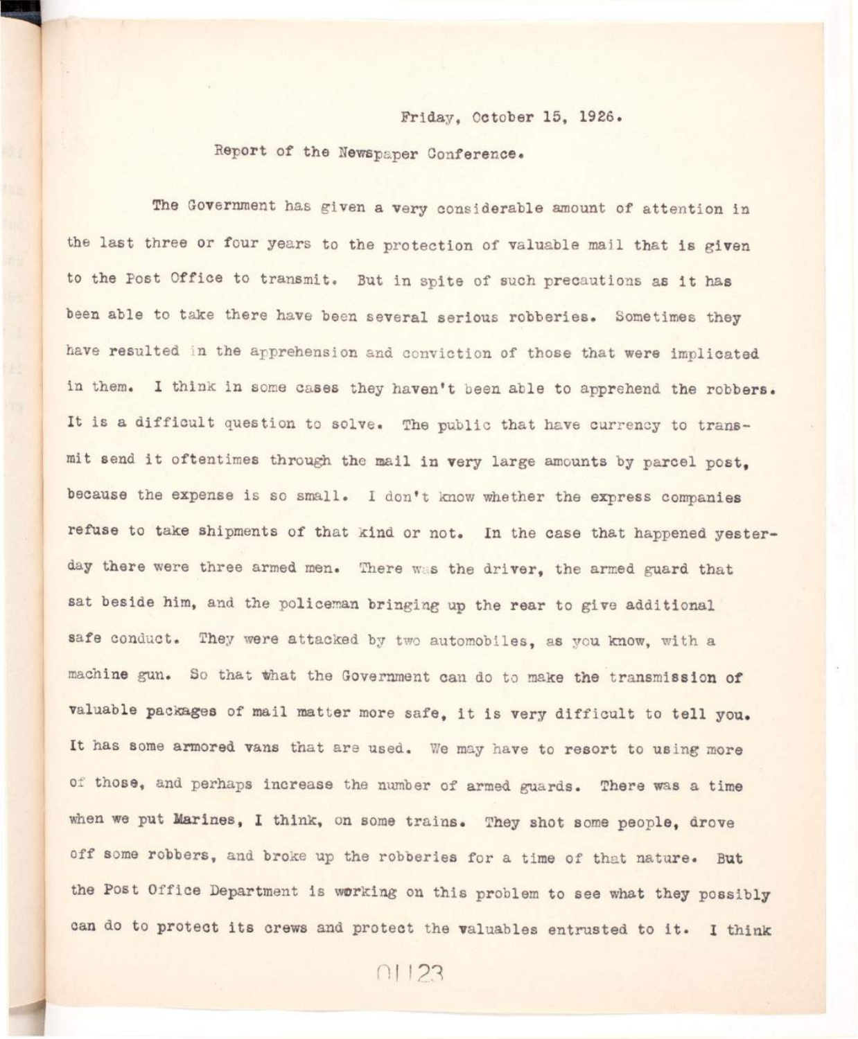Friday, October 15, 1926.

Report of the Newspaper Conference.

The Government has given a very considerable amount of attention in the last three or four years to the protection of valuable mail that is given to the Post Office to transmit. But in spite of such precautions as it has been able to take there have been several serious robberies. Sometimes they have resulted in the apprehension and conviction of those that were implicated in them. I think in some cases they haven't been able to apprehend the robbers. It is a difficult question to solve. The public that have currency to transmit send it oftentimes through the mail in very large amounts by parcel post, because the expense is so small. I don't know whether the express companies refuse to take shipments of that kind or not. In the case that happened yesterday there were three armed men. There was the driver, the armed guard that sat beside him, and the policeman bringing up the rear to give additional safe conduct. They were attacked by two automobiles, as you know, with a machine gun. So that what the Government can do to make the transmission of valuable packages of mail matter more safe, it is very difficult to tell you. It has some armored vans that are used. We may have to resort to using more of those, and perhaps increase the number of armed guards. There was a time when we put Marines, I think, on some trains. They shot some people, drove off some robbers, and broke up the robberies for a time of that nature. But the Post Office Department is working on this problem to see what they possibly can do to protect its crews and protect the valuables entrusted to it. I think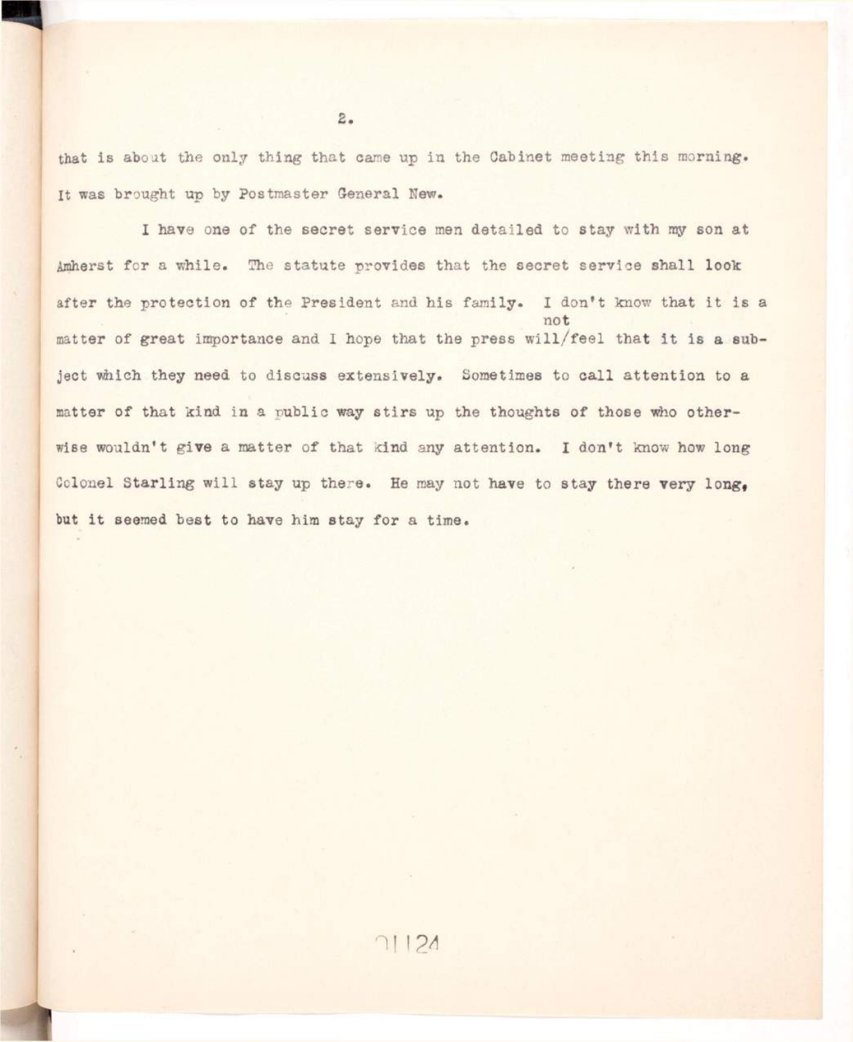that is about the only thing that came up in the Cabinet meeting this morning. It was brought up by Postmaster General New.

I have one of the secret service men detailed to stay with my son at Amherst for a while. The statute provides that the secret service shall look after the protection of the President and his family. I don't know that it is a matter of great importance and I hope that the press will not feel that it is a subject which they need to discuss extensively. Sometimes to call attention to a matter of that kind in a public way stirs up the thoughts of those who otherwise wouldn't give a matter of that kind any attention. I don't know how long Colonel Starling will stay up there. He may not have to stay there very long, but it seemed best to have him stay for a time.